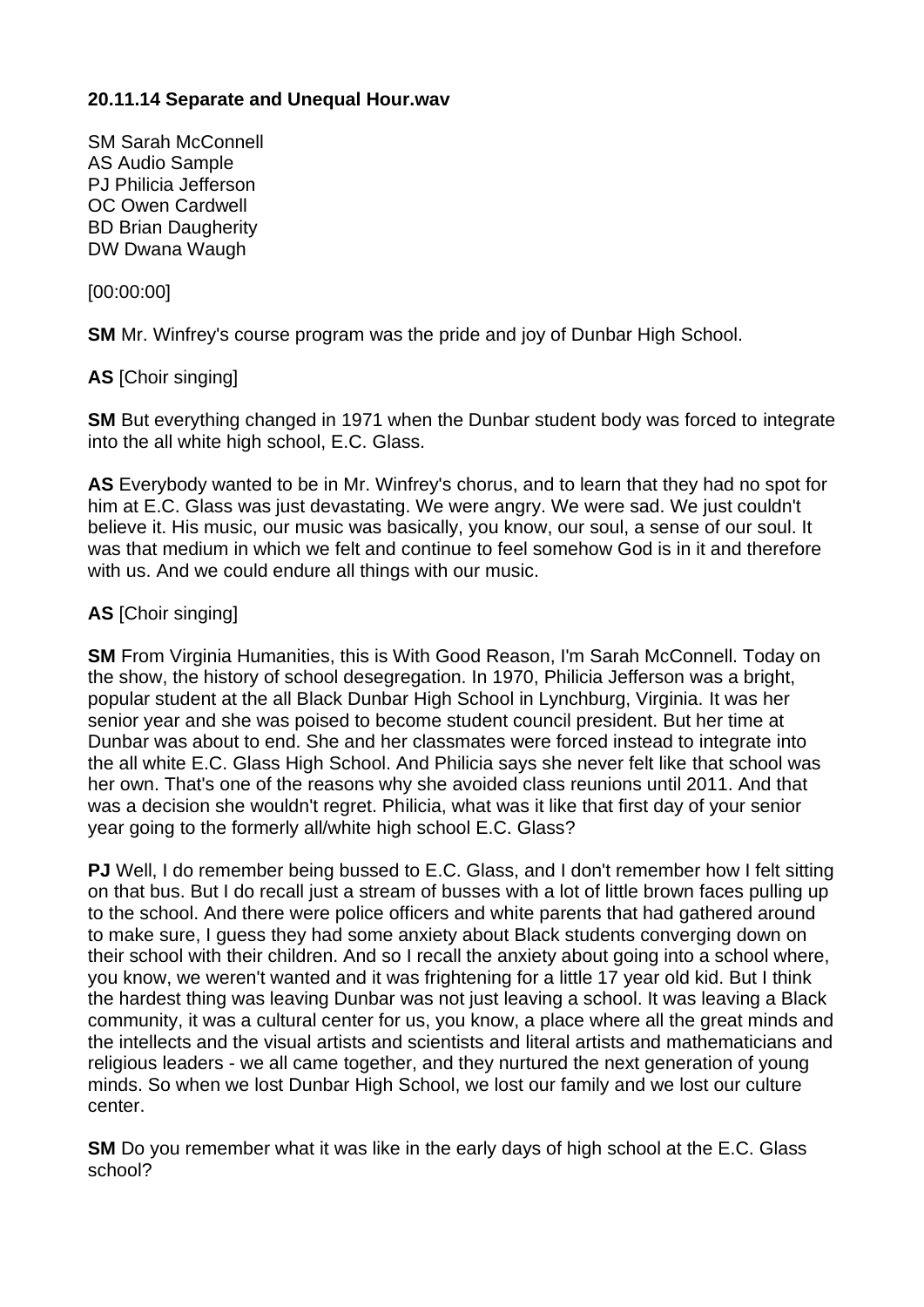**20.11.14 Separate and Unequal Hour.wav**

SM Sarah McConnell
AS Audio Sample
PJ Philicia Jefferson
OC Owen Cardwell
BD Brian Daugherity
DW Dwana Waugh

[00:00:00]

**SM** Mr. Winfrey's course program was the pride and joy of Dunbar High School.

**AS** [Choir singing]

**SM** But everything changed in 1971 when the Dunbar student body was forced to integrate into the all white high school, E.C. Glass.

**AS** Everybody wanted to be in Mr. Winfrey's chorus, and to learn that they had no spot for him at E.C. Glass was just devastating. We were angry. We were sad. We just couldn't believe it. His music, our music was basically, you know, our soul, a sense of our soul. It was that medium in which we felt and continue to feel somehow God is in it and therefore with us. And we could endure all things with our music.

**AS** [Choir singing]

**SM** From Virginia Humanities, this is With Good Reason, I'm Sarah McConnell. Today on the show, the history of school desegregation. In 1970, Philicia Jefferson was a bright, popular student at the all Black Dunbar High School in Lynchburg, Virginia. It was her senior year and she was poised to become student council president. But her time at Dunbar was about to end. She and her classmates were forced instead to integrate into the all white E.C. Glass High School. And Philicia says she never felt like that school was her own. That's one of the reasons why she avoided class reunions until 2011. And that was a decision she wouldn't regret. Philicia, what was it like that first day of your senior year going to the formerly all/white high school E.C. Glass?

**PJ** Well, I do remember being bussed to E.C. Glass, and I don't remember how I felt sitting on that bus. But I do recall just a stream of busses with a lot of little brown faces pulling up to the school. And there were police officers and white parents that had gathered around to make sure, I guess they had some anxiety about Black students converging down on their school with their children. And so I recall the anxiety about going into a school where, you know, we weren't wanted and it was frightening for a little 17 year old kid. But I think the hardest thing was leaving Dunbar was not just leaving a school. It was leaving a Black community, it was a cultural center for us, you know, a place where all the great minds and the intellects and the visual artists and scientists and literal artists and mathematicians and religious leaders - we all came together, and they nurtured the next generation of young minds. So when we lost Dunbar High School, we lost our family and we lost our culture center.

**SM** Do you remember what it was like in the early days of high school at the E.C. Glass school?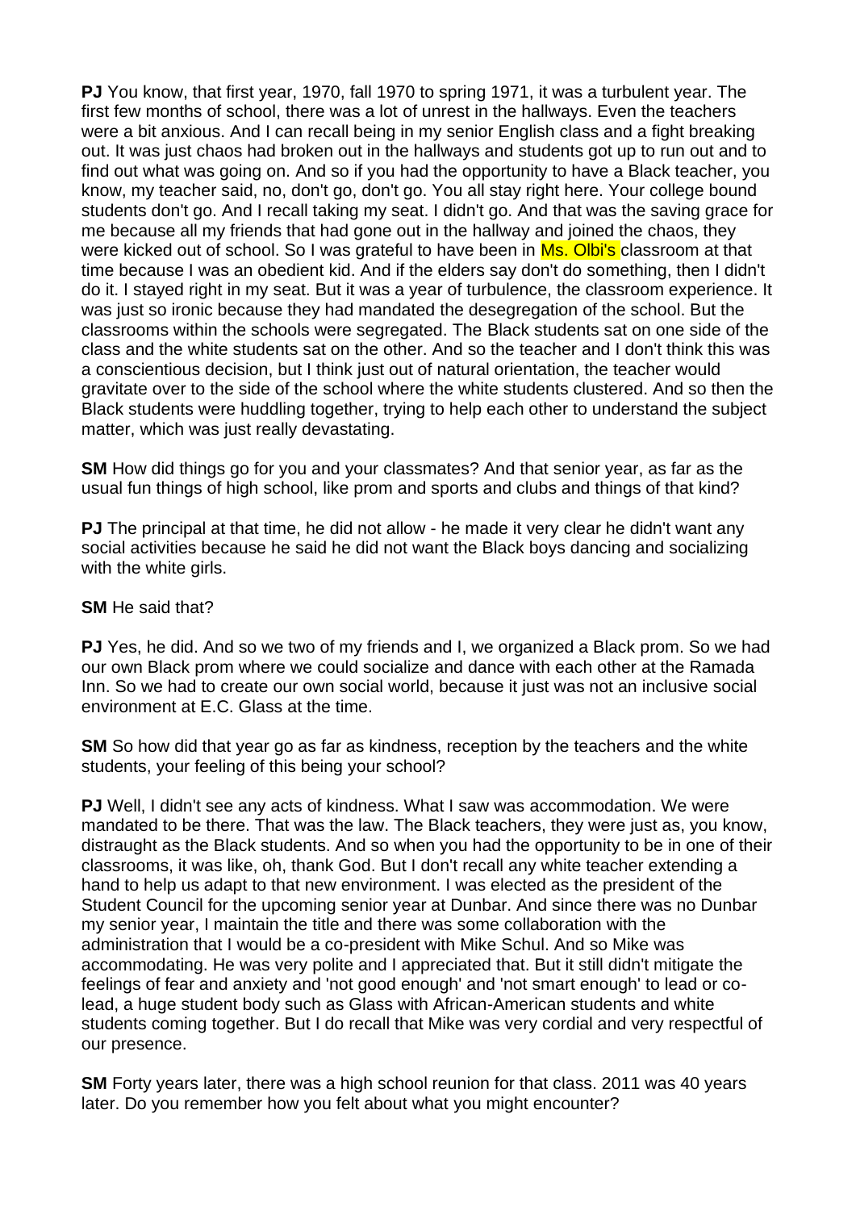**PJ** You know, that first year, 1970, fall 1970 to spring 1971, it was a turbulent year. The first few months of school, there was a lot of unrest in the hallways. Even the teachers were a bit anxious. And I can recall being in my senior English class and a fight breaking out. It was just chaos had broken out in the hallways and students got up to run out and to find out what was going on. And so if you had the opportunity to have a Black teacher, you know, my teacher said, no, don't go, don't go. You all stay right here. Your college bound students don't go. And I recall taking my seat. I didn't go. And that was the saving grace for me because all my friends that had gone out in the hallway and joined the chaos, they were kicked out of school. So I was grateful to have been in Ms. Olbi's classroom at that time because I was an obedient kid. And if the elders say don't do something, then I didn't do it. I stayed right in my seat. But it was a year of turbulence, the classroom experience. It was just so ironic because they had mandated the desegregation of the school. But the classrooms within the schools were segregated. The Black students sat on one side of the class and the white students sat on the other. And so the teacher and I don't think this was a conscientious decision, but I think just out of natural orientation, the teacher would gravitate over to the side of the school where the white students clustered. And so then the Black students were huddling together, trying to help each other to understand the subject matter, which was just really devastating.

**SM** How did things go for you and your classmates? And that senior year, as far as the usual fun things of high school, like prom and sports and clubs and things of that kind?

**PJ** The principal at that time, he did not allow - he made it very clear he didn't want any social activities because he said he did not want the Black boys dancing and socializing with the white girls.

**SM** He said that?

**PJ** Yes, he did. And so we two of my friends and I, we organized a Black prom. So we had our own Black prom where we could socialize and dance with each other at the Ramada Inn. So we had to create our own social world, because it just was not an inclusive social environment at E.C. Glass at the time.

**SM** So how did that year go as far as kindness, reception by the teachers and the white students, your feeling of this being your school?

**PJ** Well, I didn't see any acts of kindness. What I saw was accommodation. We were mandated to be there. That was the law. The Black teachers, they were just as, you know, distraught as the Black students. And so when you had the opportunity to be in one of their classrooms, it was like, oh, thank God. But I don't recall any white teacher extending a hand to help us adapt to that new environment. I was elected as the president of the Student Council for the upcoming senior year at Dunbar. And since there was no Dunbar my senior year, I maintain the title and there was some collaboration with the administration that I would be a co-president with Mike Schul. And so Mike was accommodating. He was very polite and I appreciated that. But it still didn't mitigate the feelings of fear and anxiety and 'not good enough' and 'not smart enough' to lead or co-lead, a huge student body such as Glass with African-American students and white students coming together. But I do recall that Mike was very cordial and very respectful of our presence.

**SM** Forty years later, there was a high school reunion for that class. 2011 was 40 years later. Do you remember how you felt about what you might encounter?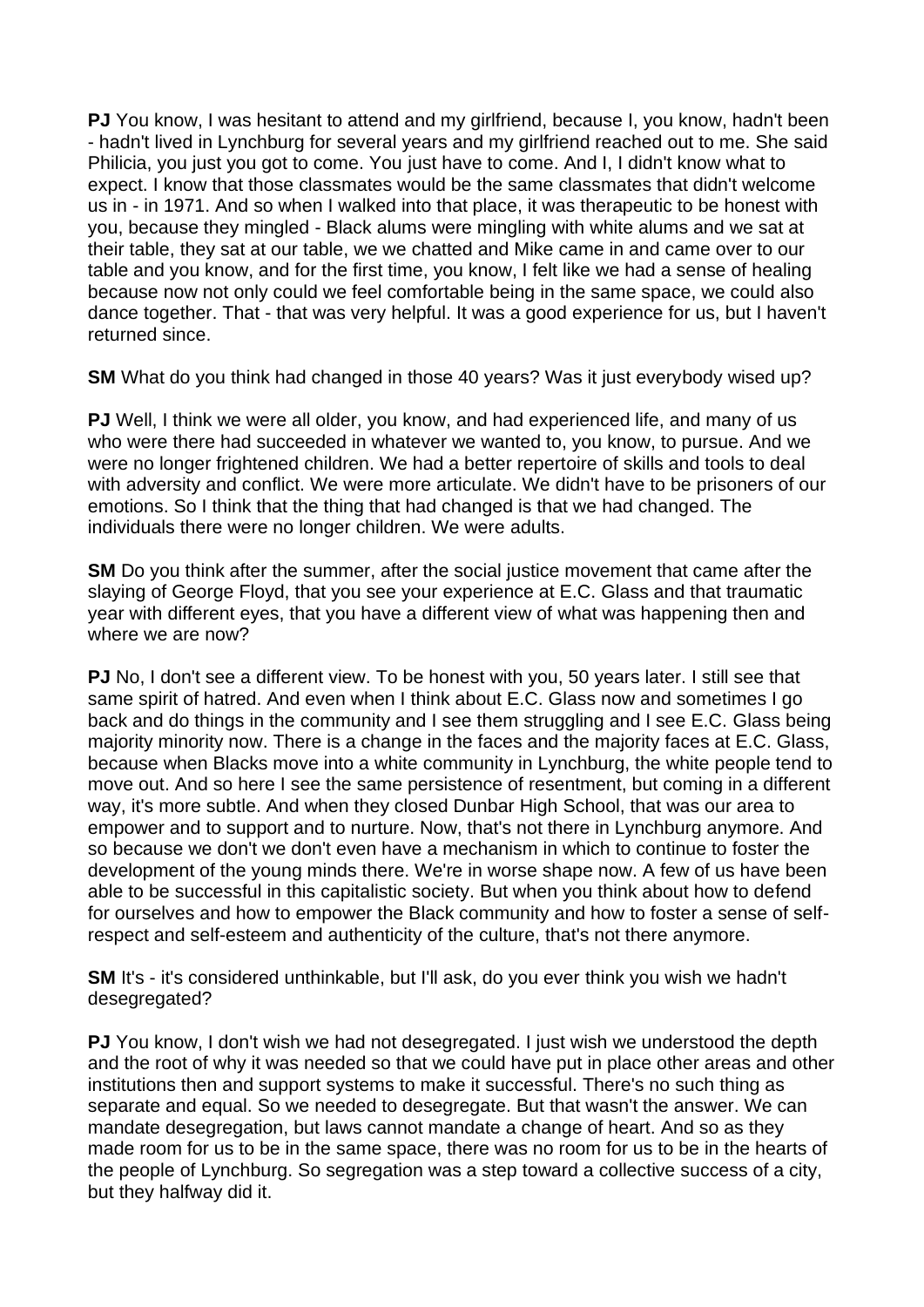**PJ** You know, I was hesitant to attend and my girlfriend, because I, you know, hadn't been - hadn't lived in Lynchburg for several years and my girlfriend reached out to me. She said Philicia, you just you got to come. You just have to come. And I, I didn't know what to expect. I know that those classmates would be the same classmates that didn't welcome us in - in 1971. And so when I walked into that place, it was therapeutic to be honest with you, because they mingled - Black alums were mingling with white alums and we sat at their table, they sat at our table, we we chatted and Mike came in and came over to our table and you know, and for the first time, you know, I felt like we had a sense of healing because now not only could we feel comfortable being in the same space, we could also dance together. That - that was very helpful. It was a good experience for us, but I haven't returned since.

**SM** What do you think had changed in those 40 years? Was it just everybody wised up?

**PJ** Well, I think we were all older, you know, and had experienced life, and many of us who were there had succeeded in whatever we wanted to, you know, to pursue. And we were no longer frightened children. We had a better repertoire of skills and tools to deal with adversity and conflict. We were more articulate. We didn't have to be prisoners of our emotions. So I think that the thing that had changed is that we had changed. The individuals there were no longer children. We were adults.

**SM** Do you think after the summer, after the social justice movement that came after the slaying of George Floyd, that you see your experience at E.C. Glass and that traumatic year with different eyes, that you have a different view of what was happening then and where we are now?

**PJ** No, I don't see a different view. To be honest with you, 50 years later. I still see that same spirit of hatred. And even when I think about E.C. Glass now and sometimes I go back and do things in the community and I see them struggling and I see E.C. Glass being majority minority now. There is a change in the faces and the majority faces at E.C. Glass, because when Blacks move into a white community in Lynchburg, the white people tend to move out. And so here I see the same persistence of resentment, but coming in a different way, it's more subtle. And when they closed Dunbar High School, that was our area to empower and to support and to nurture. Now, that's not there in Lynchburg anymore. And so because we don't we don't even have a mechanism in which to continue to foster the development of the young minds there. We're in worse shape now. A few of us have been able to be successful in this capitalistic society. But when you think about how to defend for ourselves and how to empower the Black community and how to foster a sense of self-respect and self-esteem and authenticity of the culture, that's not there anymore.

**SM** It's - it's considered unthinkable, but I'll ask, do you ever think you wish we hadn't desegregated?

**PJ** You know, I don't wish we had not desegregated. I just wish we understood the depth and the root of why it was needed so that we could have put in place other areas and other institutions then and support systems to make it successful. There's no such thing as separate and equal. So we needed to desegregate. But that wasn't the answer. We can mandate desegregation, but laws cannot mandate a change of heart. And so as they made room for us to be in the same space, there was no room for us to be in the hearts of the people of Lynchburg. So segregation was a step toward a collective success of a city, but they halfway did it.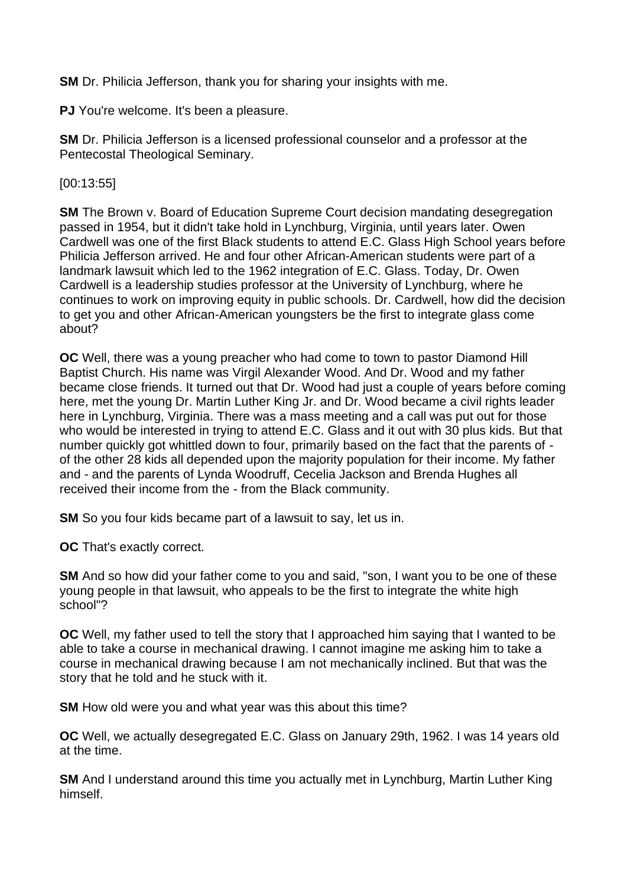**SM** Dr. Philicia Jefferson, thank you for sharing your insights with me.

**PJ** You're welcome. It's been a pleasure.

**SM** Dr. Philicia Jefferson is a licensed professional counselor and a professor at the Pentecostal Theological Seminary.

[00:13:55]

**SM** The Brown v. Board of Education Supreme Court decision mandating desegregation passed in 1954, but it didn't take hold in Lynchburg, Virginia, until years later. Owen Cardwell was one of the first Black students to attend E.C. Glass High School years before Philicia Jefferson arrived. He and four other African-American students were part of a landmark lawsuit which led to the 1962 integration of E.C. Glass. Today, Dr. Owen Cardwell is a leadership studies professor at the University of Lynchburg, where he continues to work on improving equity in public schools. Dr. Cardwell, how did the decision to get you and other African-American youngsters be the first to integrate glass come about?

**OC** Well, there was a young preacher who had come to town to pastor Diamond Hill Baptist Church. His name was Virgil Alexander Wood. And Dr. Wood and my father became close friends. It turned out that Dr. Wood had just a couple of years before coming here, met the young Dr. Martin Luther King Jr. and Dr. Wood became a civil rights leader here in Lynchburg, Virginia. There was a mass meeting and a call was put out for those who would be interested in trying to attend E.C. Glass and it out with 30 plus kids. But that number quickly got whittled down to four, primarily based on the fact that the parents of - of the other 28 kids all depended upon the majority population for their income. My father and - and the parents of Lynda Woodruff, Cecelia Jackson and Brenda Hughes all received their income from the - from the Black community.

**SM** So you four kids became part of a lawsuit to say, let us in.

**OC** That's exactly correct.

**SM** And so how did your father come to you and said, "son, I want you to be one of these young people in that lawsuit, who appeals to be the first to integrate the white high school"?

**OC** Well, my father used to tell the story that I approached him saying that I wanted to be able to take a course in mechanical drawing. I cannot imagine me asking him to take a course in mechanical drawing because I am not mechanically inclined. But that was the story that he told and he stuck with it.

**SM** How old were you and what year was this about this time?

**OC** Well, we actually desegregated E.C. Glass on January 29th, 1962. I was 14 years old at the time.

**SM** And I understand around this time you actually met in Lynchburg, Martin Luther King himself.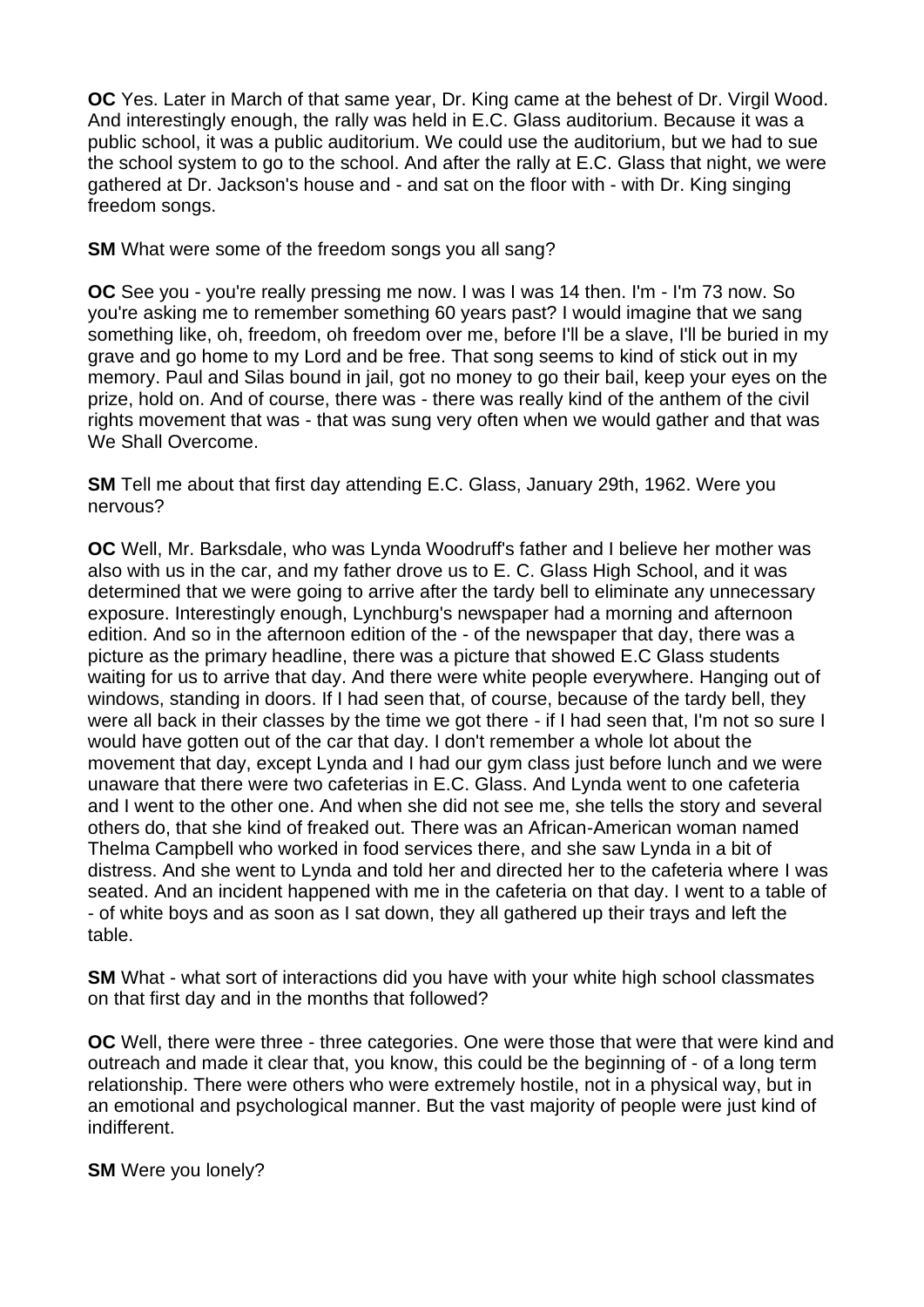**OC** Yes. Later in March of that same year, Dr. King came at the behest of Dr. Virgil Wood. And interestingly enough, the rally was held in E.C. Glass auditorium. Because it was a public school, it was a public auditorium. We could use the auditorium, but we had to sue the school system to go to the school. And after the rally at E.C. Glass that night, we were gathered at Dr. Jackson's house and - and sat on the floor with - with Dr. King singing freedom songs.

**SM** What were some of the freedom songs you all sang?

**OC** See you - you're really pressing me now. I was I was 14 then. I'm - I'm 73 now. So you're asking me to remember something 60 years past? I would imagine that we sang something like, oh, freedom, oh freedom over me, before I'll be a slave, I'll be buried in my grave and go home to my Lord and be free. That song seems to kind of stick out in my memory. Paul and Silas bound in jail, got no money to go their bail, keep your eyes on the prize, hold on. And of course, there was - there was really kind of the anthem of the civil rights movement that was - that was sung very often when we would gather and that was We Shall Overcome.

**SM** Tell me about that first day attending E.C. Glass, January 29th, 1962. Were you nervous?

**OC** Well, Mr. Barksdale, who was Lynda Woodruff's father and I believe her mother was also with us in the car, and my father drove us to E. C. Glass High School, and it was determined that we were going to arrive after the tardy bell to eliminate any unnecessary exposure. Interestingly enough, Lynchburg's newspaper had a morning and afternoon edition. And so in the afternoon edition of the - of the newspaper that day, there was a picture as the primary headline, there was a picture that showed E.C Glass students waiting for us to arrive that day. And there were white people everywhere. Hanging out of windows, standing in doors. If I had seen that, of course, because of the tardy bell, they were all back in their classes by the time we got there - if I had seen that, I'm not so sure I would have gotten out of the car that day. I don't remember a whole lot about the movement that day, except Lynda and I had our gym class just before lunch and we were unaware that there were two cafeterias in E.C. Glass. And Lynda went to one cafeteria and I went to the other one. And when she did not see me, she tells the story and several others do, that she kind of freaked out. There was an African-American woman named Thelma Campbell who worked in food services there, and she saw Lynda in a bit of distress. And she went to Lynda and told her and directed her to the cafeteria where I was seated. And an incident happened with me in the cafeteria on that day. I went to a table of - of white boys and as soon as I sat down, they all gathered up their trays and left the table.

**SM** What - what sort of interactions did you have with your white high school classmates on that first day and in the months that followed?

**OC** Well, there were three - three categories. One were those that were that were kind and outreach and made it clear that, you know, this could be the beginning of - of a long term relationship. There were others who were extremely hostile, not in a physical way, but in an emotional and psychological manner. But the vast majority of people were just kind of indifferent.

**SM** Were you lonely?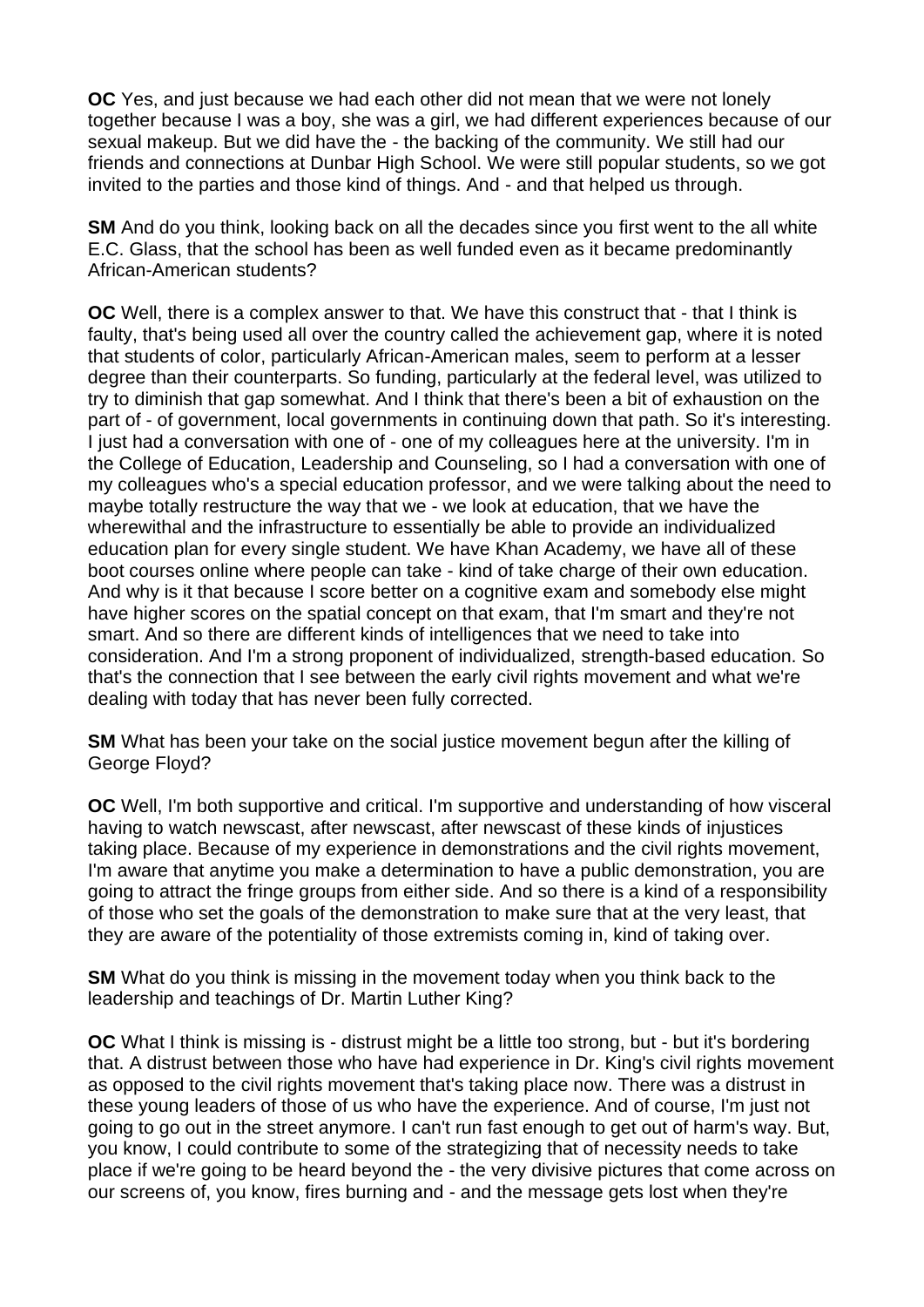**OC** Yes, and just because we had each other did not mean that we were not lonely together because I was a boy, she was a girl, we had different experiences because of our sexual makeup. But we did have the - the backing of the community. We still had our friends and connections at Dunbar High School. We were still popular students, so we got invited to the parties and those kind of things. And - and that helped us through.

**SM** And do you think, looking back on all the decades since you first went to the all white E.C. Glass, that the school has been as well funded even as it became predominantly African-American students?

**OC** Well, there is a complex answer to that. We have this construct that - that I think is faulty, that's being used all over the country called the achievement gap, where it is noted that students of color, particularly African-American males, seem to perform at a lesser degree than their counterparts. So funding, particularly at the federal level, was utilized to try to diminish that gap somewhat. And I think that there's been a bit of exhaustion on the part of - of government, local governments in continuing down that path. So it's interesting. I just had a conversation with one of - one of my colleagues here at the university. I'm in the College of Education, Leadership and Counseling, so I had a conversation with one of my colleagues who's a special education professor, and we were talking about the need to maybe totally restructure the way that we - we look at education, that we have the wherewithal and the infrastructure to essentially be able to provide an individualized education plan for every single student. We have Khan Academy, we have all of these boot courses online where people can take - kind of take charge of their own education. And why is it that because I score better on a cognitive exam and somebody else might have higher scores on the spatial concept on that exam, that I'm smart and they're not smart. And so there are different kinds of intelligences that we need to take into consideration. And I'm a strong proponent of individualized, strength-based education. So that's the connection that I see between the early civil rights movement and what we're dealing with today that has never been fully corrected.

**SM** What has been your take on the social justice movement begun after the killing of George Floyd?

**OC** Well, I'm both supportive and critical. I'm supportive and understanding of how visceral having to watch newscast, after newscast, after newscast of these kinds of injustices taking place. Because of my experience in demonstrations and the civil rights movement, I'm aware that anytime you make a determination to have a public demonstration, you are going to attract the fringe groups from either side. And so there is a kind of a responsibility of those who set the goals of the demonstration to make sure that at the very least, that they are aware of the potentiality of those extremists coming in, kind of taking over.

**SM** What do you think is missing in the movement today when you think back to the leadership and teachings of Dr. Martin Luther King?

**OC** What I think is missing is - distrust might be a little too strong, but - but it's bordering that. A distrust between those who have had experience in Dr. King's civil rights movement as opposed to the civil rights movement that's taking place now. There was a distrust in these young leaders of those of us who have the experience. And of course, I'm just not going to go out in the street anymore. I can't run fast enough to get out of harm's way. But, you know, I could contribute to some of the strategizing that of necessity needs to take place if we're going to be heard beyond the - the very divisive pictures that come across on our screens of, you know, fires burning and - and the message gets lost when they're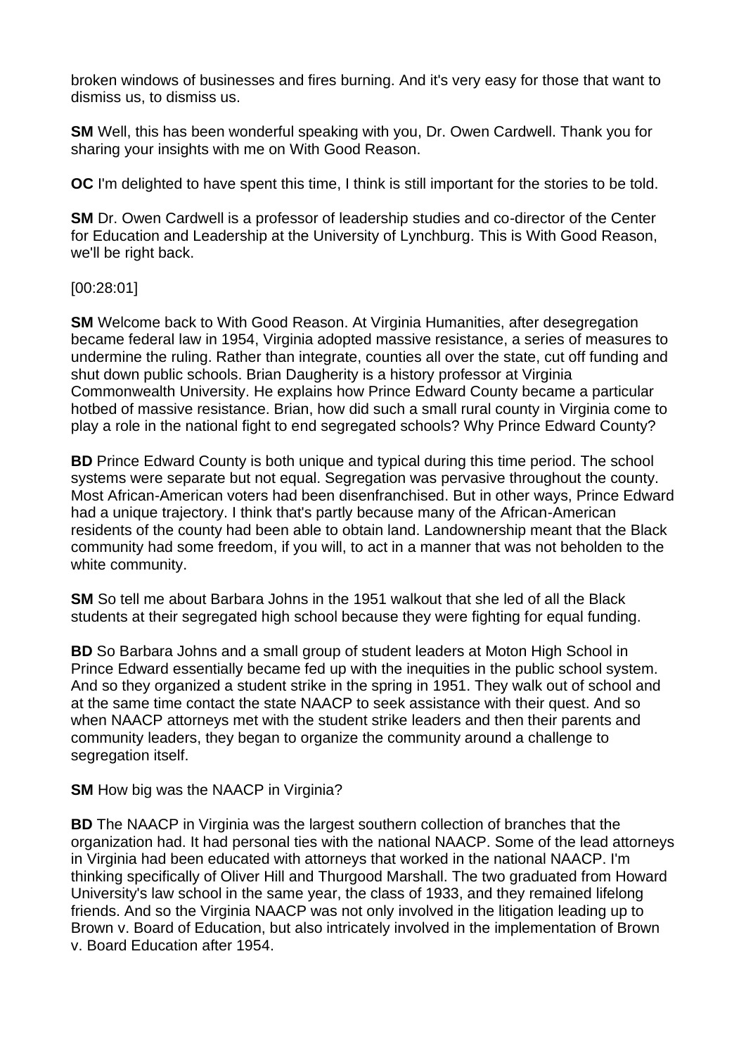broken windows of businesses and fires burning. And it's very easy for those that want to dismiss us, to dismiss us.

**SM** Well, this has been wonderful speaking with you, Dr. Owen Cardwell. Thank you for sharing your insights with me on With Good Reason.

**OC** I'm delighted to have spent this time, I think is still important for the stories to be told.

**SM** Dr. Owen Cardwell is a professor of leadership studies and co-director of the Center for Education and Leadership at the University of Lynchburg. This is With Good Reason, we'll be right back.

[00:28:01]

**SM** Welcome back to With Good Reason. At Virginia Humanities, after desegregation became federal law in 1954, Virginia adopted massive resistance, a series of measures to undermine the ruling. Rather than integrate, counties all over the state, cut off funding and shut down public schools. Brian Daugherity is a history professor at Virginia Commonwealth University. He explains how Prince Edward County became a particular hotbed of massive resistance. Brian, how did such a small rural county in Virginia come to play a role in the national fight to end segregated schools? Why Prince Edward County?

**BD** Prince Edward County is both unique and typical during this time period. The school systems were separate but not equal. Segregation was pervasive throughout the county. Most African-American voters had been disenfranchised. But in other ways, Prince Edward had a unique trajectory. I think that's partly because many of the African-American residents of the county had been able to obtain land. Landownership meant that the Black community had some freedom, if you will, to act in a manner that was not beholden to the white community.

**SM** So tell me about Barbara Johns in the 1951 walkout that she led of all the Black students at their segregated high school because they were fighting for equal funding.

**BD** So Barbara Johns and a small group of student leaders at Moton High School in Prince Edward essentially became fed up with the inequities in the public school system. And so they organized a student strike in the spring in 1951. They walk out of school and at the same time contact the state NAACP to seek assistance with their quest. And so when NAACP attorneys met with the student strike leaders and then their parents and community leaders, they began to organize the community around a challenge to segregation itself.

**SM** How big was the NAACP in Virginia?

**BD** The NAACP in Virginia was the largest southern collection of branches that the organization had. It had personal ties with the national NAACP. Some of the lead attorneys in Virginia had been educated with attorneys that worked in the national NAACP. I'm thinking specifically of Oliver Hill and Thurgood Marshall. The two graduated from Howard University's law school in the same year, the class of 1933, and they remained lifelong friends. And so the Virginia NAACP was not only involved in the litigation leading up to Brown v. Board of Education, but also intricately involved in the implementation of Brown v. Board Education after 1954.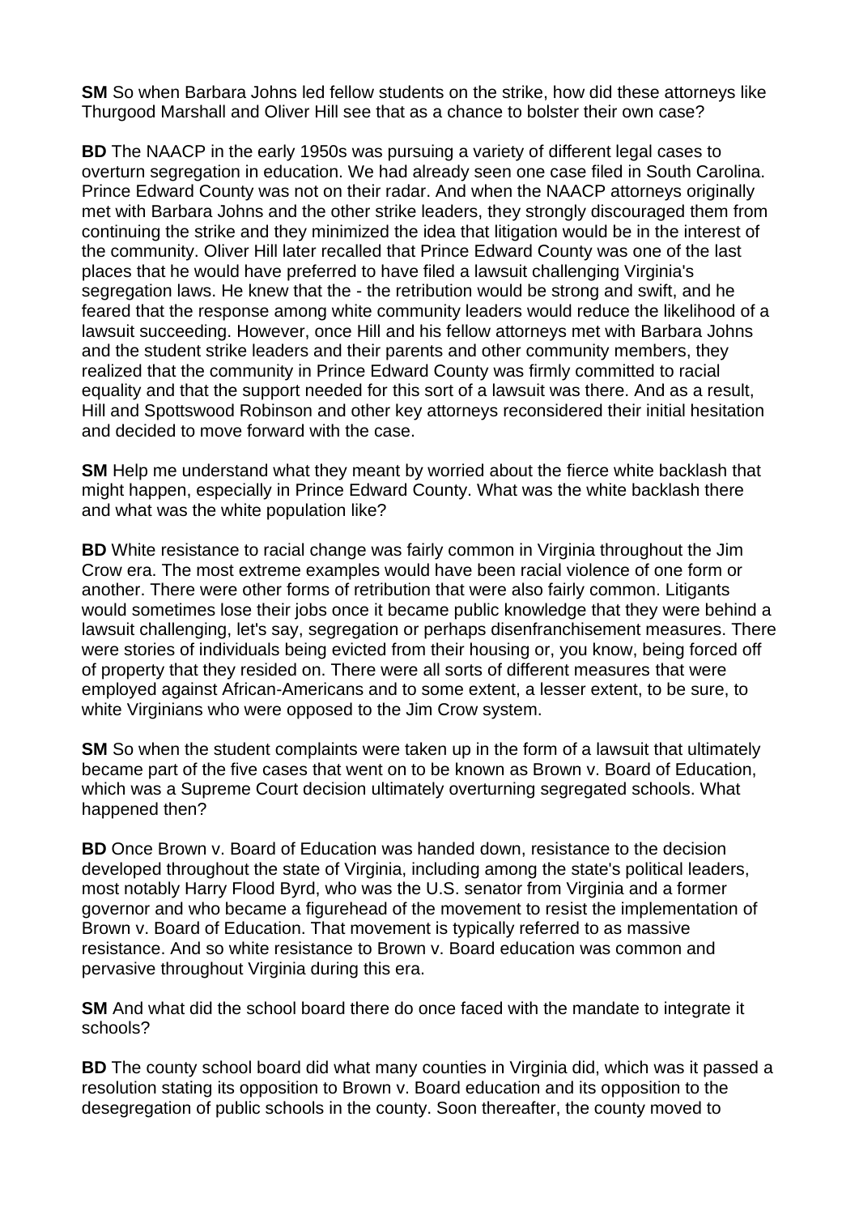**SM** So when Barbara Johns led fellow students on the strike, how did these attorneys like Thurgood Marshall and Oliver Hill see that as a chance to bolster their own case?

**BD** The NAACP in the early 1950s was pursuing a variety of different legal cases to overturn segregation in education. We had already seen one case filed in South Carolina. Prince Edward County was not on their radar. And when the NAACP attorneys originally met with Barbara Johns and the other strike leaders, they strongly discouraged them from continuing the strike and they minimized the idea that litigation would be in the interest of the community. Oliver Hill later recalled that Prince Edward County was one of the last places that he would have preferred to have filed a lawsuit challenging Virginia's segregation laws. He knew that the - the retribution would be strong and swift, and he feared that the response among white community leaders would reduce the likelihood of a lawsuit succeeding. However, once Hill and his fellow attorneys met with Barbara Johns and the student strike leaders and their parents and other community members, they realized that the community in Prince Edward County was firmly committed to racial equality and that the support needed for this sort of a lawsuit was there. And as a result, Hill and Spottswood Robinson and other key attorneys reconsidered their initial hesitation and decided to move forward with the case.

**SM** Help me understand what they meant by worried about the fierce white backlash that might happen, especially in Prince Edward County. What was the white backlash there and what was the white population like?

**BD** White resistance to racial change was fairly common in Virginia throughout the Jim Crow era. The most extreme examples would have been racial violence of one form or another. There were other forms of retribution that were also fairly common. Litigants would sometimes lose their jobs once it became public knowledge that they were behind a lawsuit challenging, let's say, segregation or perhaps disenfranchisement measures. There were stories of individuals being evicted from their housing or, you know, being forced off of property that they resided on. There were all sorts of different measures that were employed against African-Americans and to some extent, a lesser extent, to be sure, to white Virginians who were opposed to the Jim Crow system.

**SM** So when the student complaints were taken up in the form of a lawsuit that ultimately became part of the five cases that went on to be known as Brown v. Board of Education, which was a Supreme Court decision ultimately overturning segregated schools. What happened then?

**BD** Once Brown v. Board of Education was handed down, resistance to the decision developed throughout the state of Virginia, including among the state's political leaders, most notably Harry Flood Byrd, who was the U.S. senator from Virginia and a former governor and who became a figurehead of the movement to resist the implementation of Brown v. Board of Education. That movement is typically referred to as massive resistance. And so white resistance to Brown v. Board education was common and pervasive throughout Virginia during this era.

**SM** And what did the school board there do once faced with the mandate to integrate it schools?

**BD** The county school board did what many counties in Virginia did, which was it passed a resolution stating its opposition to Brown v. Board education and its opposition to the desegregation of public schools in the county. Soon thereafter, the county moved to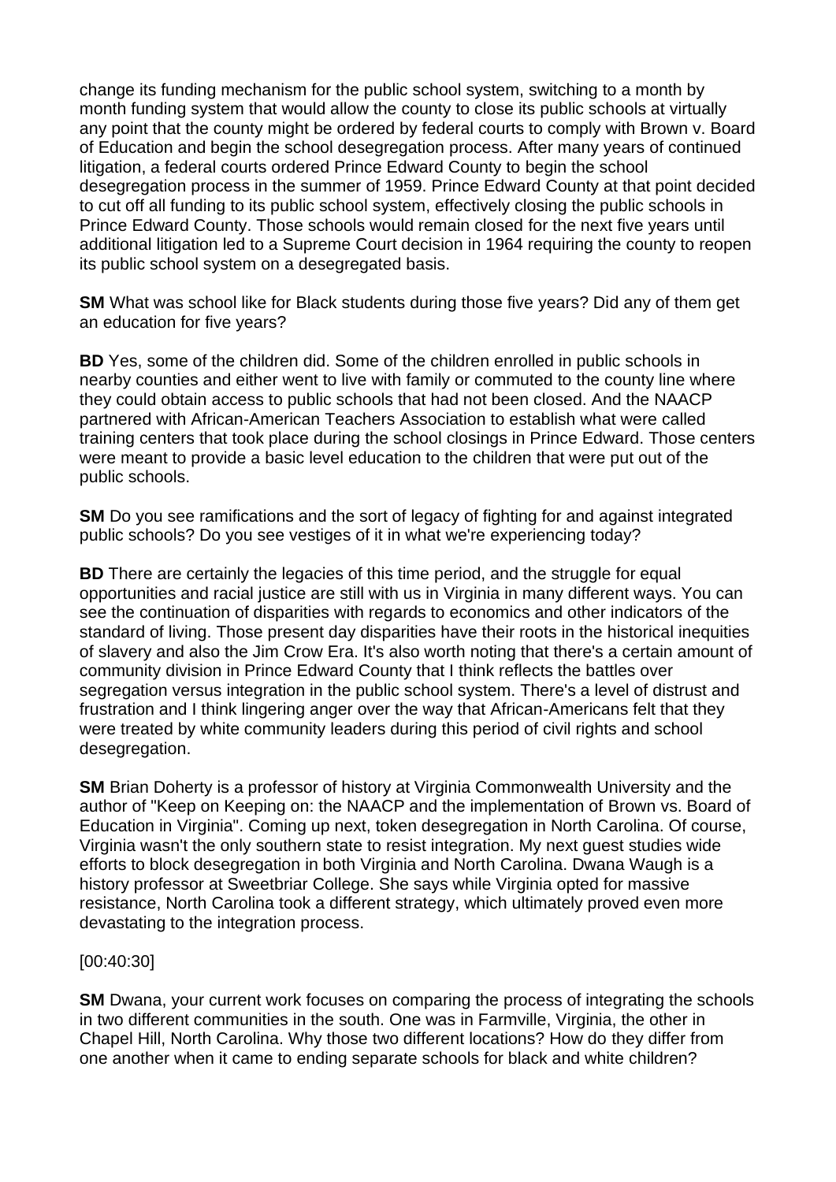change its funding mechanism for the public school system, switching to a month by month funding system that would allow the county to close its public schools at virtually any point that the county might be ordered by federal courts to comply with Brown v. Board of Education and begin the school desegregation process. After many years of continued litigation, a federal courts ordered Prince Edward County to begin the school desegregation process in the summer of 1959. Prince Edward County at that point decided to cut off all funding to its public school system, effectively closing the public schools in Prince Edward County. Those schools would remain closed for the next five years until additional litigation led to a Supreme Court decision in 1964 requiring the county to reopen its public school system on a desegregated basis.

**SM** What was school like for Black students during those five years? Did any of them get an education for five years?

**BD** Yes, some of the children did. Some of the children enrolled in public schools in nearby counties and either went to live with family or commuted to the county line where they could obtain access to public schools that had not been closed. And the NAACP partnered with African-American Teachers Association to establish what were called training centers that took place during the school closings in Prince Edward. Those centers were meant to provide a basic level education to the children that were put out of the public schools.

**SM** Do you see ramifications and the sort of legacy of fighting for and against integrated public schools? Do you see vestiges of it in what we're experiencing today?

**BD** There are certainly the legacies of this time period, and the struggle for equal opportunities and racial justice are still with us in Virginia in many different ways. You can see the continuation of disparities with regards to economics and other indicators of the standard of living. Those present day disparities have their roots in the historical inequities of slavery and also the Jim Crow Era. It's also worth noting that there's a certain amount of community division in Prince Edward County that I think reflects the battles over segregation versus integration in the public school system. There's a level of distrust and frustration and I think lingering anger over the way that African-Americans felt that they were treated by white community leaders during this period of civil rights and school desegregation.

**SM** Brian Doherty is a professor of history at Virginia Commonwealth University and the author of "Keep on Keeping on: the NAACP and the implementation of Brown vs. Board of Education in Virginia". Coming up next, token desegregation in North Carolina. Of course, Virginia wasn't the only southern state to resist integration. My next guest studies wide efforts to block desegregation in both Virginia and North Carolina. Dwana Waugh is a history professor at Sweetbriar College. She says while Virginia opted for massive resistance, North Carolina took a different strategy, which ultimately proved even more devastating to the integration process.

[00:40:30]

**SM** Dwana, your current work focuses on comparing the process of integrating the schools in two different communities in the south. One was in Farmville, Virginia, the other in Chapel Hill, North Carolina. Why those two different locations? How do they differ from one another when it came to ending separate schools for black and white children?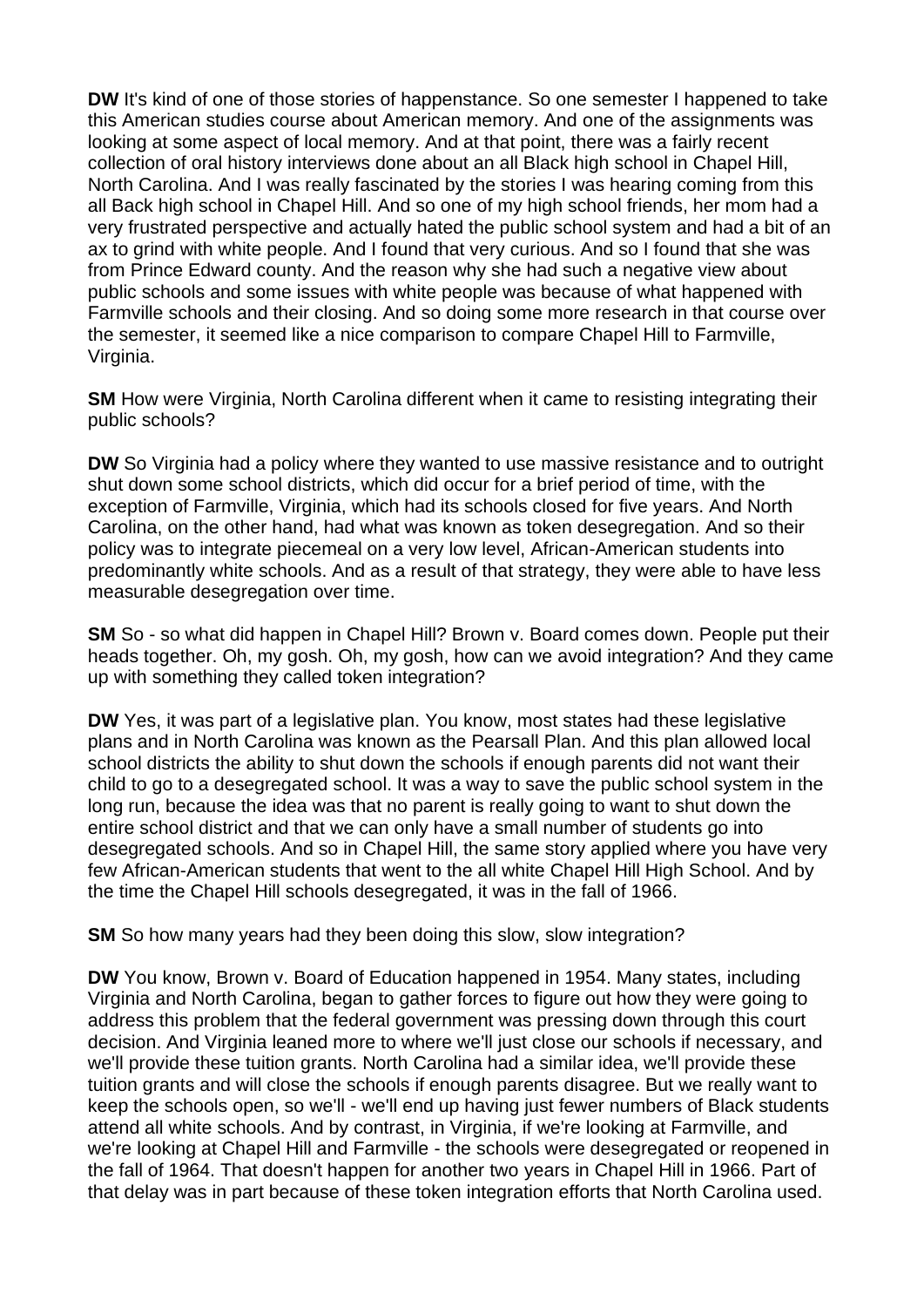**DW** It's kind of one of those stories of happenstance. So one semester I happened to take this American studies course about American memory. And one of the assignments was looking at some aspect of local memory. And at that point, there was a fairly recent collection of oral history interviews done about an all Black high school in Chapel Hill, North Carolina. And I was really fascinated by the stories I was hearing coming from this all Back high school in Chapel Hill. And so one of my high school friends, her mom had a very frustrated perspective and actually hated the public school system and had a bit of an ax to grind with white people. And I found that very curious. And so I found that she was from Prince Edward county. And the reason why she had such a negative view about public schools and some issues with white people was because of what happened with Farmville schools and their closing. And so doing some more research in that course over the semester, it seemed like a nice comparison to compare Chapel Hill to Farmville, Virginia.

**SM** How were Virginia, North Carolina different when it came to resisting integrating their public schools?

**DW** So Virginia had a policy where they wanted to use massive resistance and to outright shut down some school districts, which did occur for a brief period of time, with the exception of Farmville, Virginia, which had its schools closed for five years. And North Carolina, on the other hand, had what was known as token desegregation. And so their policy was to integrate piecemeal on a very low level, African-American students into predominantly white schools. And as a result of that strategy, they were able to have less measurable desegregation over time.

**SM** So - so what did happen in Chapel Hill? Brown v. Board comes down. People put their heads together. Oh, my gosh. Oh, my gosh, how can we avoid integration? And they came up with something they called token integration?

**DW** Yes, it was part of a legislative plan. You know, most states had these legislative plans and in North Carolina was known as the Pearsall Plan. And this plan allowed local school districts the ability to shut down the schools if enough parents did not want their child to go to a desegregated school. It was a way to save the public school system in the long run, because the idea was that no parent is really going to want to shut down the entire school district and that we can only have a small number of students go into desegregated schools. And so in Chapel Hill, the same story applied where you have very few African-American students that went to the all white Chapel Hill High School. And by the time the Chapel Hill schools desegregated, it was in the fall of 1966.

**SM** So how many years had they been doing this slow, slow integration?

**DW** You know, Brown v. Board of Education happened in 1954. Many states, including Virginia and North Carolina, began to gather forces to figure out how they were going to address this problem that the federal government was pressing down through this court decision. And Virginia leaned more to where we'll just close our schools if necessary, and we'll provide these tuition grants. North Carolina had a similar idea, we'll provide these tuition grants and will close the schools if enough parents disagree. But we really want to keep the schools open, so we'll - we'll end up having just fewer numbers of Black students attend all white schools. And by contrast, in Virginia, if we're looking at Farmville, and we're looking at Chapel Hill and Farmville - the schools were desegregated or reopened in the fall of 1964. That doesn't happen for another two years in Chapel Hill in 1966. Part of that delay was in part because of these token integration efforts that North Carolina used.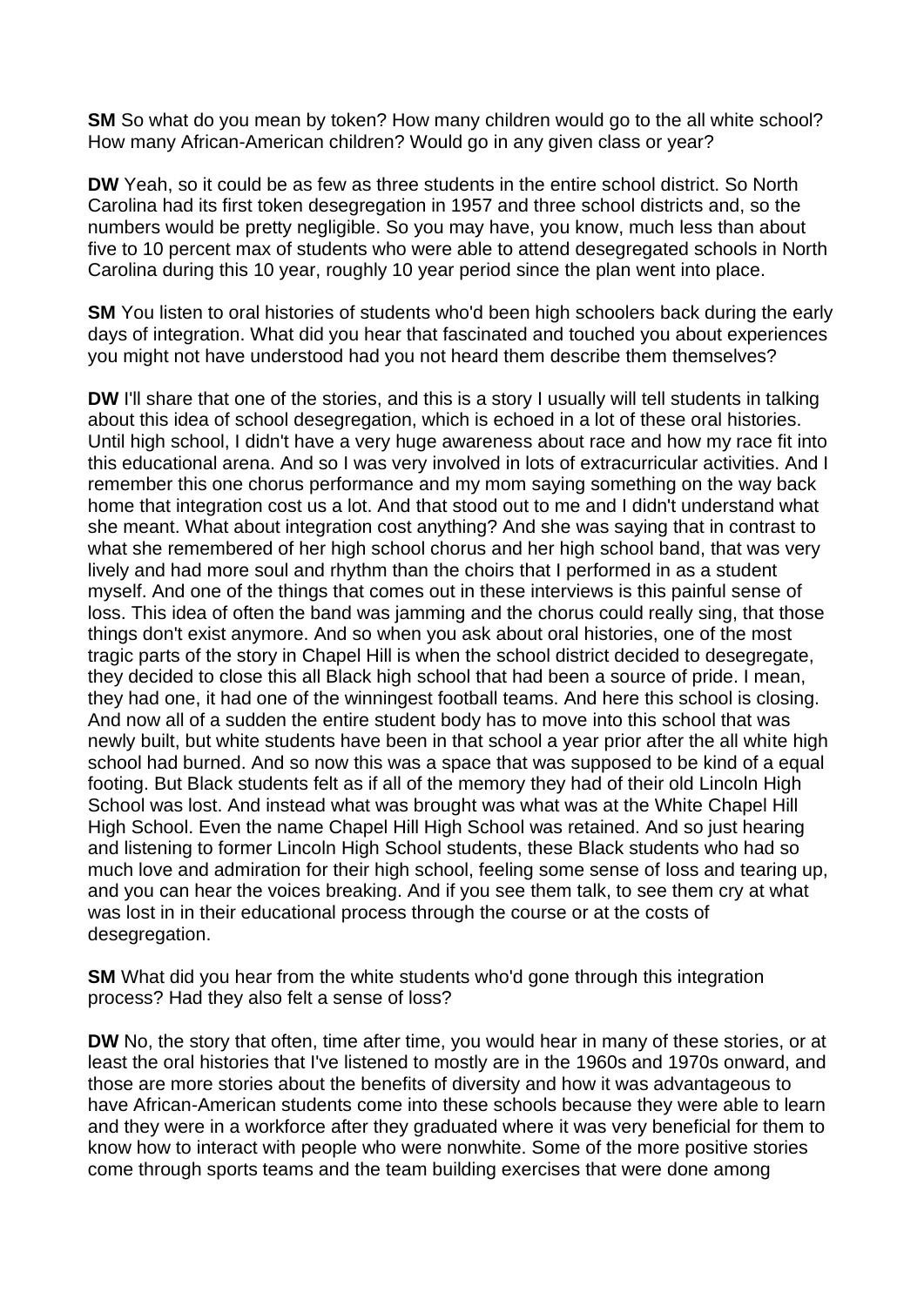**SM** So what do you mean by token? How many children would go to the all white school? How many African-American children? Would go in any given class or year?

**DW** Yeah, so it could be as few as three students in the entire school district. So North Carolina had its first token desegregation in 1957 and three school districts and, so the numbers would be pretty negligible. So you may have, you know, much less than about five to 10 percent max of students who were able to attend desegregated schools in North Carolina during this 10 year, roughly 10 year period since the plan went into place.

**SM** You listen to oral histories of students who'd been high schoolers back during the early days of integration. What did you hear that fascinated and touched you about experiences you might not have understood had you not heard them describe them themselves?

**DW** I'll share that one of the stories, and this is a story I usually will tell students in talking about this idea of school desegregation, which is echoed in a lot of these oral histories. Until high school, I didn't have a very huge awareness about race and how my race fit into this educational arena. And so I was very involved in lots of extracurricular activities. And I remember this one chorus performance and my mom saying something on the way back home that integration cost us a lot. And that stood out to me and I didn't understand what she meant. What about integration cost anything? And she was saying that in contrast to what she remembered of her high school chorus and her high school band, that was very lively and had more soul and rhythm than the choirs that I performed in as a student myself. And one of the things that comes out in these interviews is this painful sense of loss. This idea of often the band was jamming and the chorus could really sing, that those things don't exist anymore. And so when you ask about oral histories, one of the most tragic parts of the story in Chapel Hill is when the school district decided to desegregate, they decided to close this all Black high school that had been a source of pride. I mean, they had one, it had one of the winningest football teams. And here this school is closing. And now all of a sudden the entire student body has to move into this school that was newly built, but white students have been in that school a year prior after the all white high school had burned. And so now this was a space that was supposed to be kind of a equal footing. But Black students felt as if all of the memory they had of their old Lincoln High School was lost. And instead what was brought was what was at the White Chapel Hill High School. Even the name Chapel Hill High School was retained. And so just hearing and listening to former Lincoln High School students, these Black students who had so much love and admiration for their high school, feeling some sense of loss and tearing up, and you can hear the voices breaking. And if you see them talk, to see them cry at what was lost in in their educational process through the course or at the costs of desegregation.

**SM** What did you hear from the white students who'd gone through this integration process? Had they also felt a sense of loss?

**DW** No, the story that often, time after time, you would hear in many of these stories, or at least the oral histories that I've listened to mostly are in the 1960s and 1970s onward, and those are more stories about the benefits of diversity and how it was advantageous to have African-American students come into these schools because they were able to learn and they were in a workforce after they graduated where it was very beneficial for them to know how to interact with people who were nonwhite. Some of the more positive stories come through sports teams and the team building exercises that were done among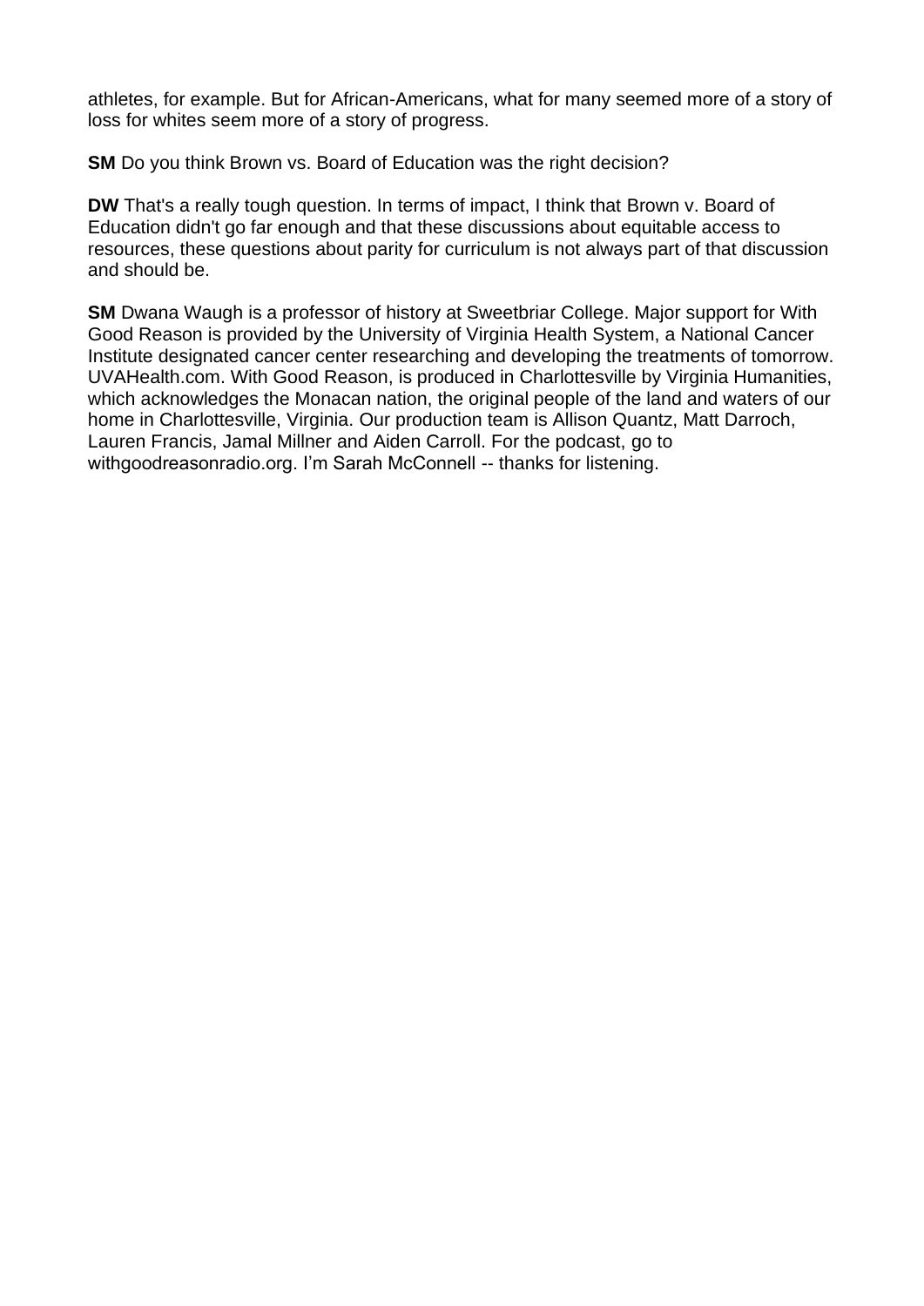athletes, for example. But for African-Americans, what for many seemed more of a story of loss for whites seem more of a story of progress.

**SM** Do you think Brown vs. Board of Education was the right decision?

**DW** That's a really tough question. In terms of impact, I think that Brown v. Board of Education didn't go far enough and that these discussions about equitable access to resources, these questions about parity for curriculum is not always part of that discussion and should be.

**SM** Dwana Waugh is a professor of history at Sweetbriar College. Major support for With Good Reason is provided by the University of Virginia Health System, a National Cancer Institute designated cancer center researching and developing the treatments of tomorrow. UVAHealth.com. With Good Reason, is produced in Charlottesville by Virginia Humanities, which acknowledges the Monacan nation, the original people of the land and waters of our home in Charlottesville, Virginia. Our production team is Allison Quantz, Matt Darroch, Lauren Francis, Jamal Millner and Aiden Carroll. For the podcast, go to withgoodreasonradio.org. I'm Sarah McConnell -- thanks for listening.